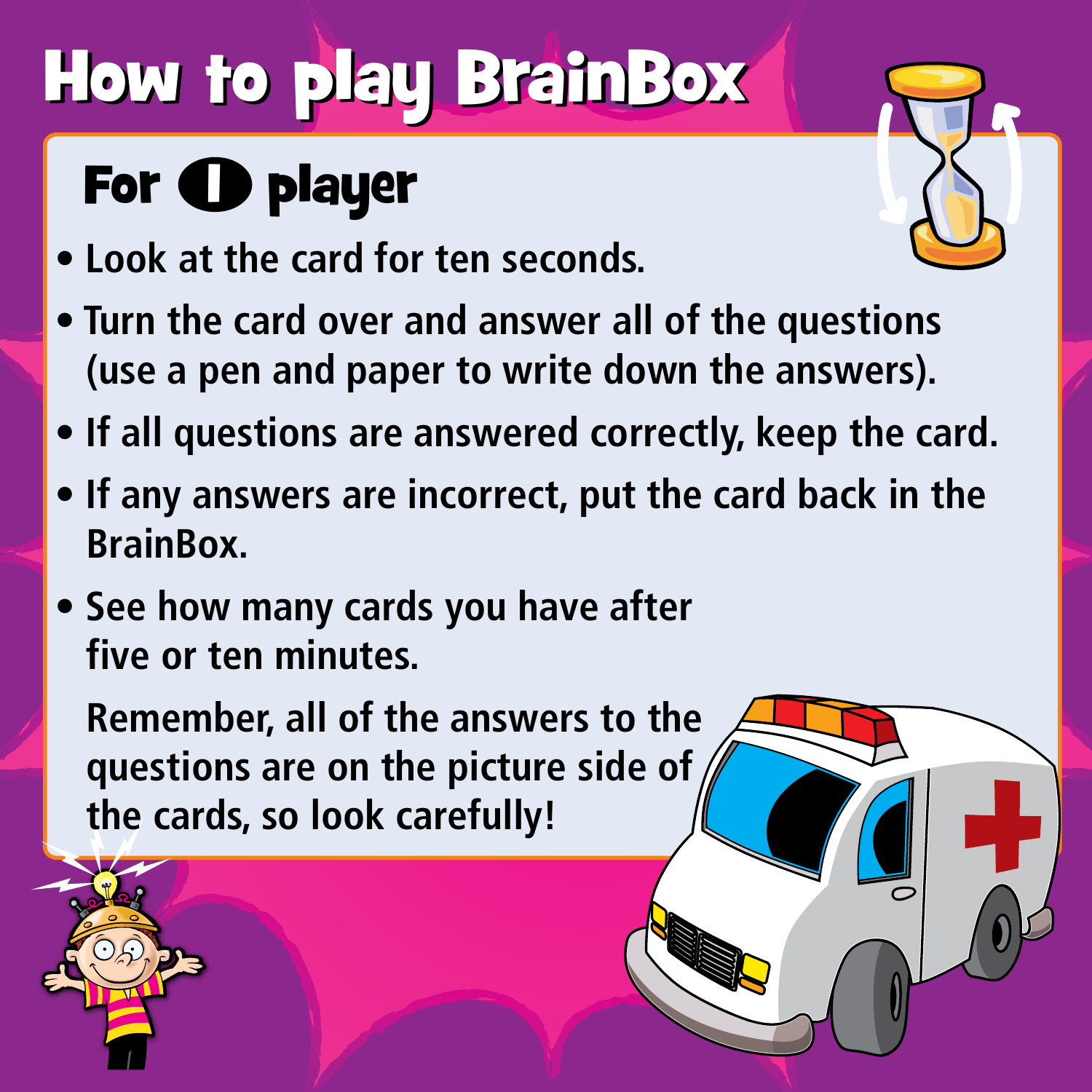# How to play BrainBox

## For 1 player

- Look at the card for ten seconds.
- Turn the card over and answer all of the questions (use a pen and paper to write down the answers).
- If all questions are answered correctly, keep the card.
- If any answers are incorrect, put the card back in the BrainBox.
- See how many cards you have after five or ten minutes.

Remember, all of the answers to the questions are on the picture side of the cards, so look carefully!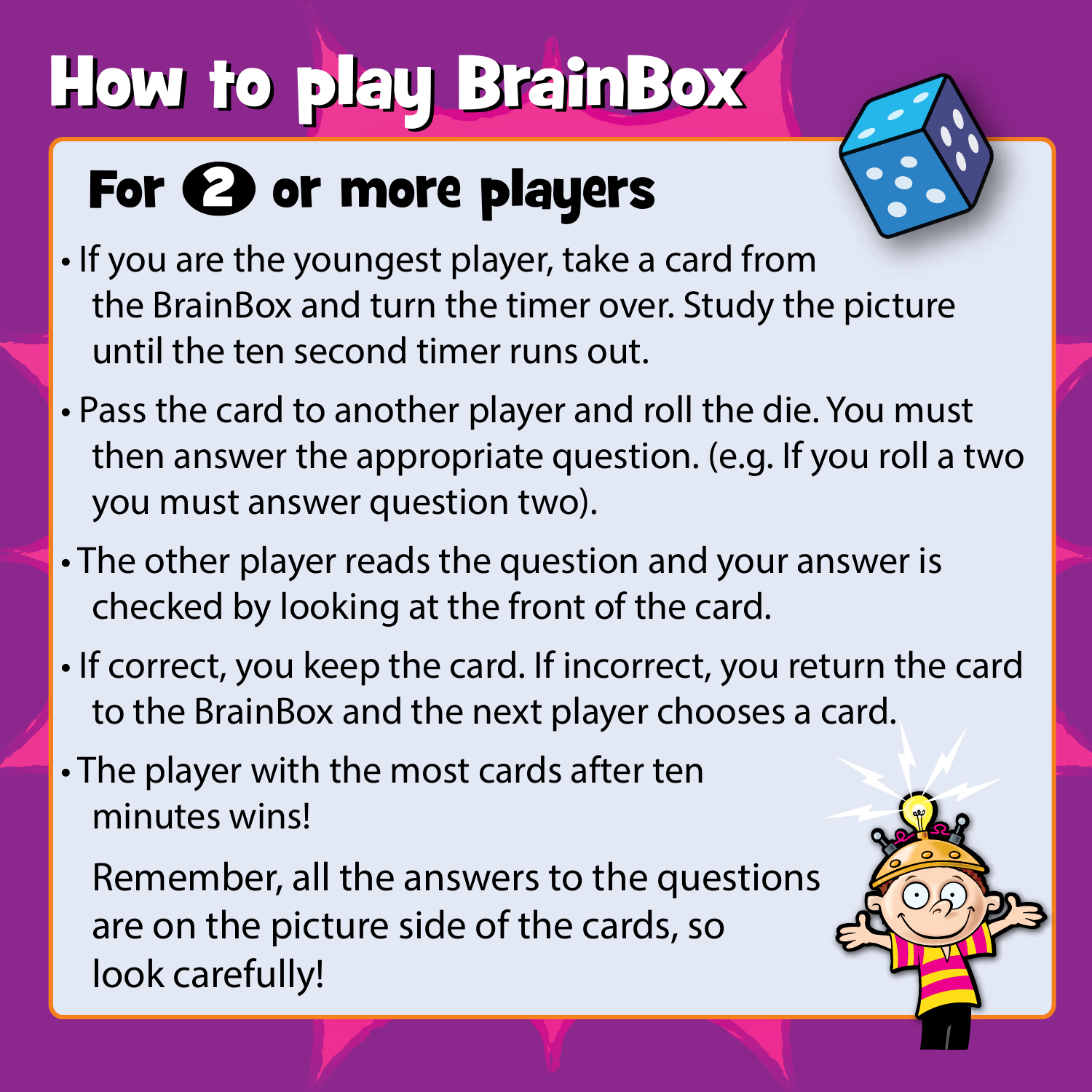# How to play BrainBox

## For 2 or more players

- If you are the youngest player, take a card from the BrainBox and turn the timer over. Study the picture until the ten second timer runs out.
- Pass the card to another player and roll the die. You must then answer the appropriate question. (e.g. If you roll a two you must answer question two).
- The other player reads the question and your answer is checked by looking at the front of the card.
- If correct, you keep the card. If incorrect, you return the card to the BrainBox and the next player chooses a card.
- The player with the most cards after ten minutes wins!

Remember, all the answers to the questions are on the picture side of the cards, so look carefully!